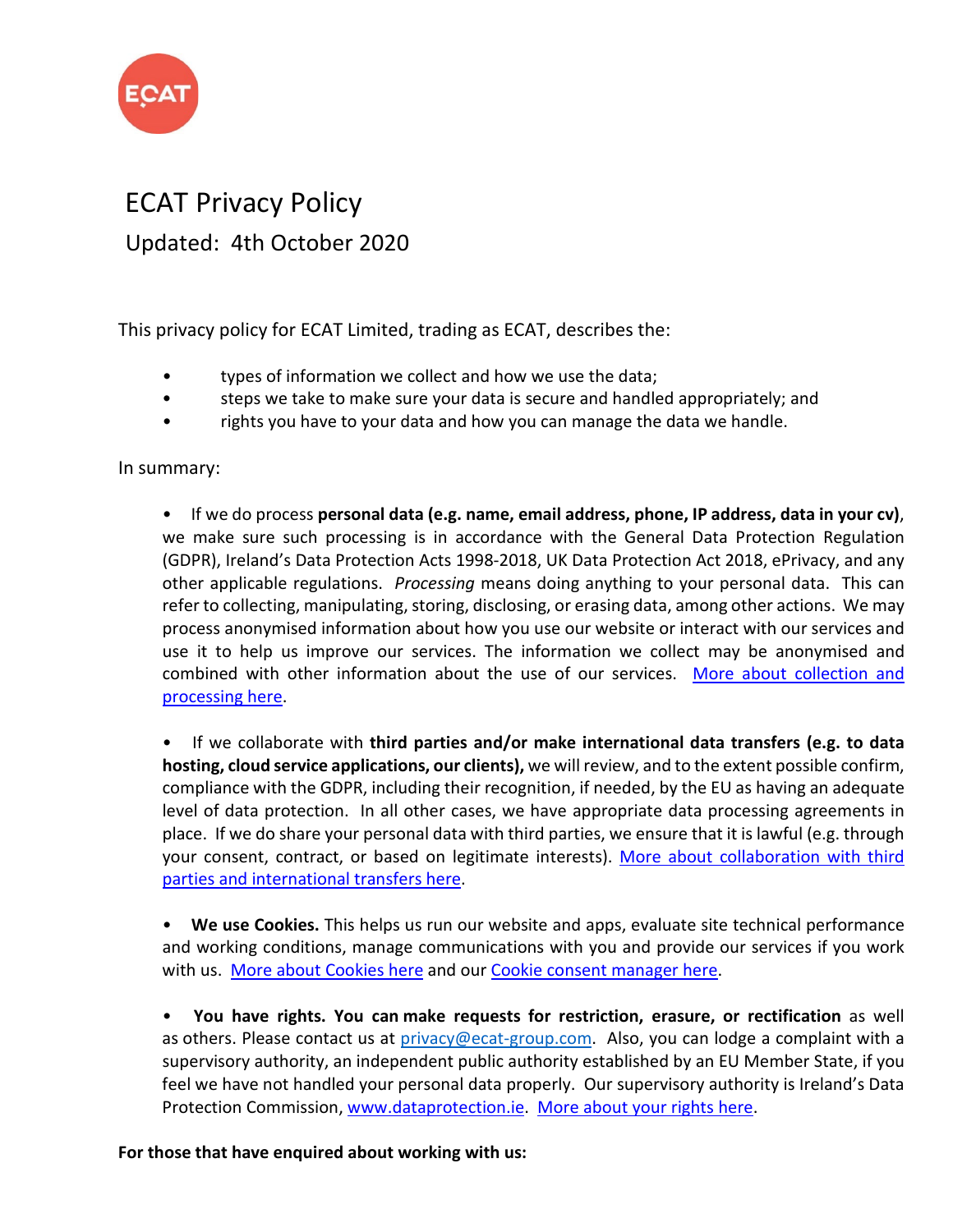# ECAT Privacy Policy

## Updated: 4th October 2020

This privacy policy for ECAT Limited, trading as ECAT, describes the:

- types of information we collect and how we use the data;
- steps we take to make sure your data is secure and handled appropriately; and
- rights you have to your data and how you can manage the data we handle.

In summary:

- If we do process **personal data (e.g. name, email address, phone, IP address, data in your cv)**, we make sure such processing is in accordance with the General Data Protection Regulation (GDPR), Ireland's Data Protection Acts 1998-2018, UK Data Protection Act 2018, ePrivacy, and any other applicable regulations. *Processing* means doing anything to your personal data. This can refer to collecting, manipulating, storing, disclosing, or erasing data, among other actions. We may process anonymised information about how you use our website or interact with our services and use it to help us improve our services. The information we collect may be anonymised and combined with other information about the use of our services. [More about collection and processing here](#).

- If we collaborate with **third parties and/or make international data transfers (e.g. to data hosting, cloud service applications, our clients),** we will review, and to the extent possible confirm, compliance with the GDPR, including their recognition, if needed, by the EU as having an adequate level of data protection. In all other cases, we have appropriate data processing agreements in place. If we do share your personal data with third parties, we ensure that it is lawful (e.g. through your consent, contract, or based on legitimate interests). [More about collaboration with third parties and international transfers here](#).

- **We use Cookies.** This helps us run our website and apps, evaluate site technical performance and working conditions, manage communications with you and provide our services if you work with us. [More about Cookies here](#) and our [Cookie consent manager here](#).

- **You have rights. You can make requests for restriction, erasure, or rectification** as well as others. Please contact us at privacy@ecat-group.com. Also, you can lodge a complaint with a supervisory authority, an independent public authority established by an EU Member State, if you feel we have not handled your personal data properly. Our supervisory authority is Ireland's Data Protection Commission, www.dataprotection.ie. [More about your rights here](#).

**For those that have enquired about working with us:**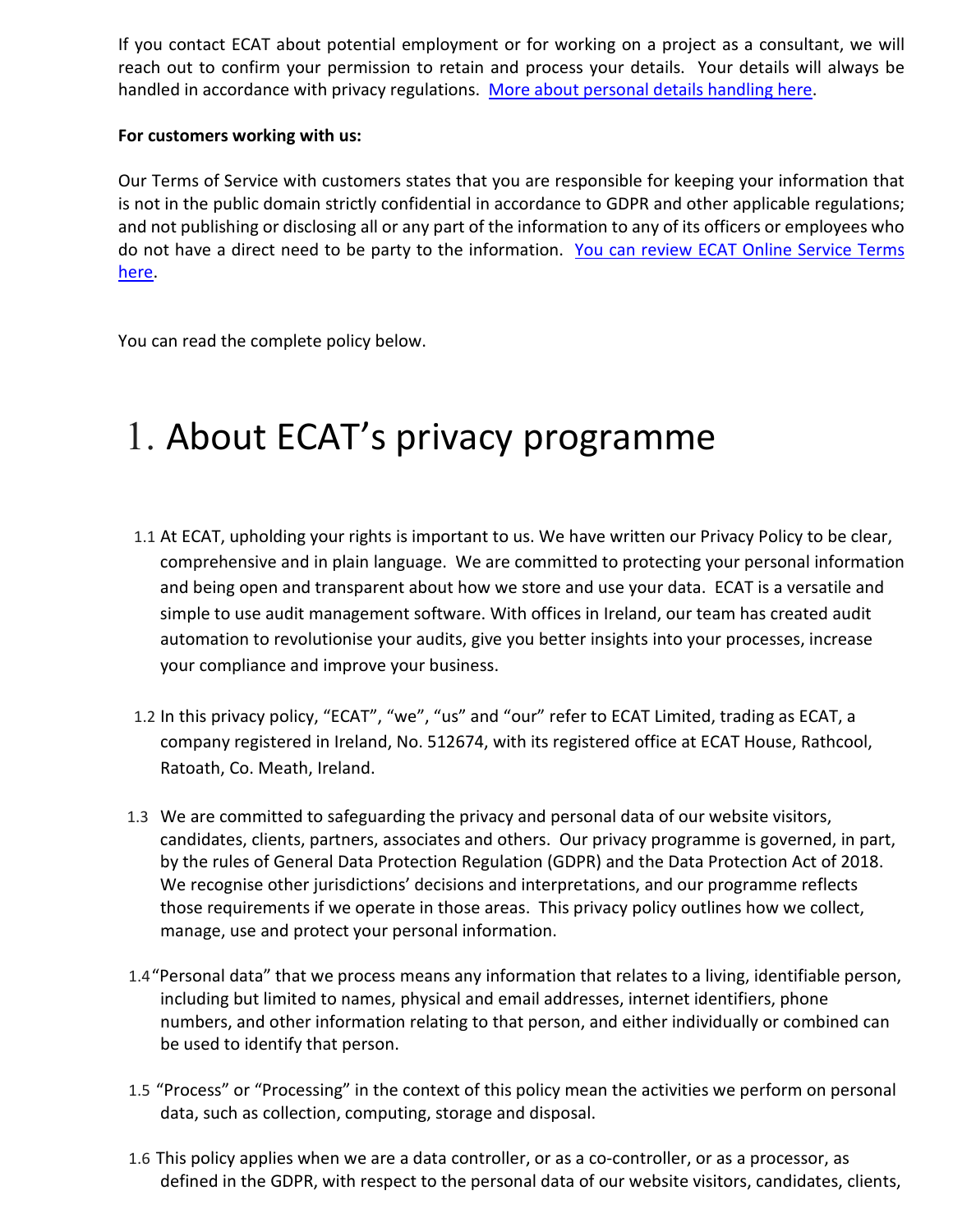If you contact ECAT about potential employment or for working on a project as a consultant, we will reach out to confirm your permission to retain and process your details. Your details will always be handled in accordance with privacy regulations. [More about personal details handling here].

**For customers working with us:**

Our Terms of Service with customers states that you are responsible for keeping your information that is not in the public domain strictly confidential in accordance to GDPR and other applicable regulations; and not publishing or disclosing all or any part of the information to any of its officers or employees who do not have a direct need to be party to the information. [You can review ECAT Online Service Terms here].

You can read the complete policy below.

# 1. About ECAT's privacy programme

1.1 At ECAT, upholding your rights is important to us. We have written our Privacy Policy to be clear, comprehensive and in plain language. We are committed to protecting your personal information and being open and transparent about how we store and use your data. ECAT is a versatile and simple to use audit management software. With offices in Ireland, our team has created audit automation to revolutionise your audits, give you better insights into your processes, increase your compliance and improve your business.

1.2 In this privacy policy, "ECAT", "we", "us" and "our" refer to ECAT Limited, trading as ECAT, a company registered in Ireland, No. 512674, with its registered office at ECAT House, Rathcool, Ratoath, Co. Meath, Ireland.

1.3 We are committed to safeguarding the privacy and personal data of our website visitors, candidates, clients, partners, associates and others. Our privacy programme is governed, in part, by the rules of General Data Protection Regulation (GDPR) and the Data Protection Act of 2018. We recognise other jurisdictions' decisions and interpretations, and our programme reflects those requirements if we operate in those areas. This privacy policy outlines how we collect, manage, use and protect your personal information.

1.4 "Personal data" that we process means any information that relates to a living, identifiable person, including but limited to names, physical and email addresses, internet identifiers, phone numbers, and other information relating to that person, and either individually or combined can be used to identify that person.

1.5 "Process" or "Processing" in the context of this policy mean the activities we perform on personal data, such as collection, computing, storage and disposal.

1.6 This policy applies when we are a data controller, or as a co-controller, or as a processor, as defined in the GDPR, with respect to the personal data of our website visitors, candidates, clients,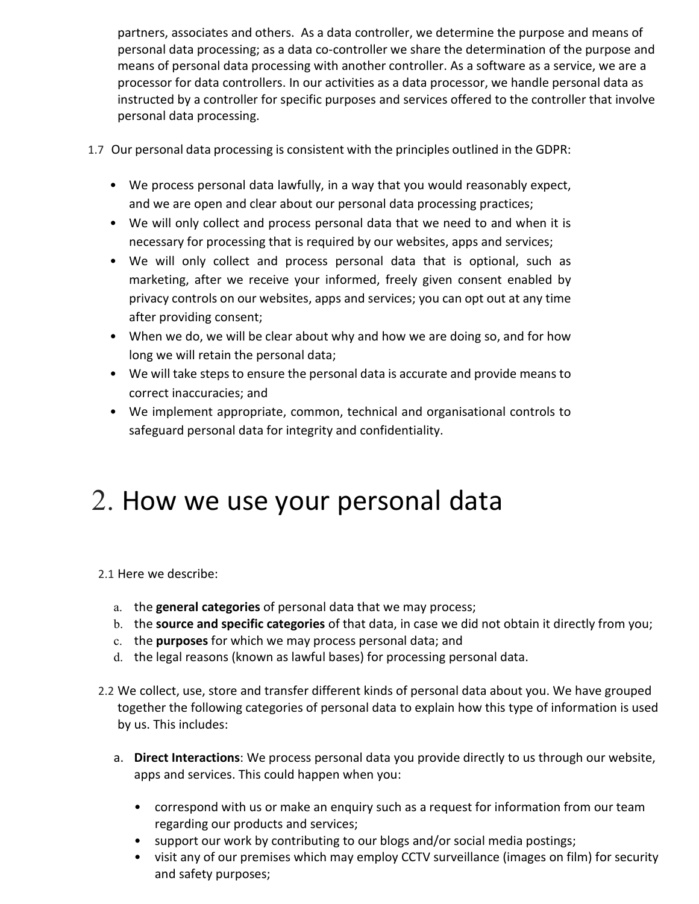partners, associates and others. As a data controller, we determine the purpose and means of personal data processing; as a data co-controller we share the determination of the purpose and means of personal data processing with another controller. As a software as a service, we are a processor for data controllers. In our activities as a data processor, we handle personal data as instructed by a controller for specific purposes and services offered to the controller that involve personal data processing.

1.7 Our personal data processing is consistent with the principles outlined in the GDPR:

- We process personal data lawfully, in a way that you would reasonably expect, and we are open and clear about our personal data processing practices;
- We will only collect and process personal data that we need to and when it is necessary for processing that is required by our websites, apps and services;
- We will only collect and process personal data that is optional, such as marketing, after we receive your informed, freely given consent enabled by privacy controls on our websites, apps and services; you can opt out at any time after providing consent;
- When we do, we will be clear about why and how we are doing so, and for how long we will retain the personal data;
- We will take steps to ensure the personal data is accurate and provide means to correct inaccuracies; and
- We implement appropriate, common, technical and organisational controls to safeguard personal data for integrity and confidentiality.

# 2. How we use your personal data

2.1 Here we describe:

a. the **general categories** of personal data that we may process;
b. the **source and specific categories** of that data, in case we did not obtain it directly from you;
c. the **purposes** for which we may process personal data; and
d. the legal reasons (known as lawful bases) for processing personal data.

2.2 We collect, use, store and transfer different kinds of personal data about you. We have grouped together the following categories of personal data to explain how this type of information is used by us. This includes:

a. **Direct Interactions**: We process personal data you provide directly to us through our website, apps and services. This could happen when you:

   - correspond with us or make an enquiry such as a request for information from our team regarding our products and services;
   - support our work by contributing to our blogs and/or social media postings;
   - visit any of our premises which may employ CCTV surveillance (images on film) for security and safety purposes;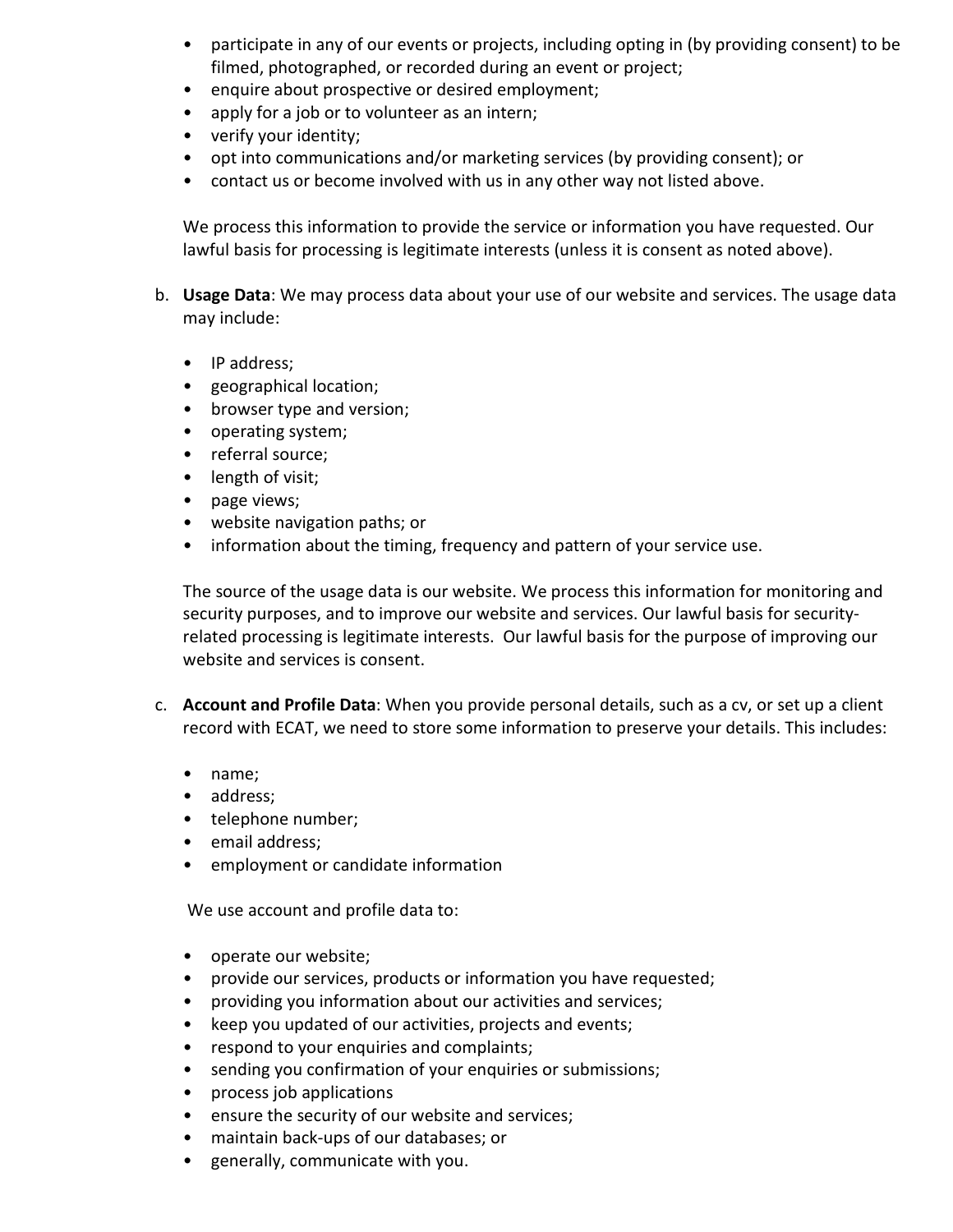- participate in any of our events or projects, including opting in (by providing consent) to be filmed, photographed, or recorded during an event or project;
- enquire about prospective or desired employment;
- apply for a job or to volunteer as an intern;
- verify your identity;
- opt into communications and/or marketing services (by providing consent); or
- contact us or become involved with us in any other way not listed above.

We process this information to provide the service or information you have requested. Our lawful basis for processing is legitimate interests (unless it is consent as noted above).

b. **Usage Data**: We may process data about your use of our website and services. The usage data may include:

- IP address;
- geographical location;
- browser type and version;
- operating system;
- referral source;
- length of visit;
- page views;
- website navigation paths; or
- information about the timing, frequency and pattern of your service use.

The source of the usage data is our website. We process this information for monitoring and security purposes, and to improve our website and services. Our lawful basis for security-related processing is legitimate interests. Our lawful basis for the purpose of improving our website and services is consent.

c. **Account and Profile Data**: When you provide personal details, such as a cv, or set up a client record with ECAT, we need to store some information to preserve your details. This includes:

- name;
- address;
- telephone number;
- email address;
- employment or candidate information

We use account and profile data to:

- operate our website;
- provide our services, products or information you have requested;
- providing you information about our activities and services;
- keep you updated of our activities, projects and events;
- respond to your enquiries and complaints;
- sending you confirmation of your enquiries or submissions;
- process job applications
- ensure the security of our website and services;
- maintain back-ups of our databases; or
- generally, communicate with you.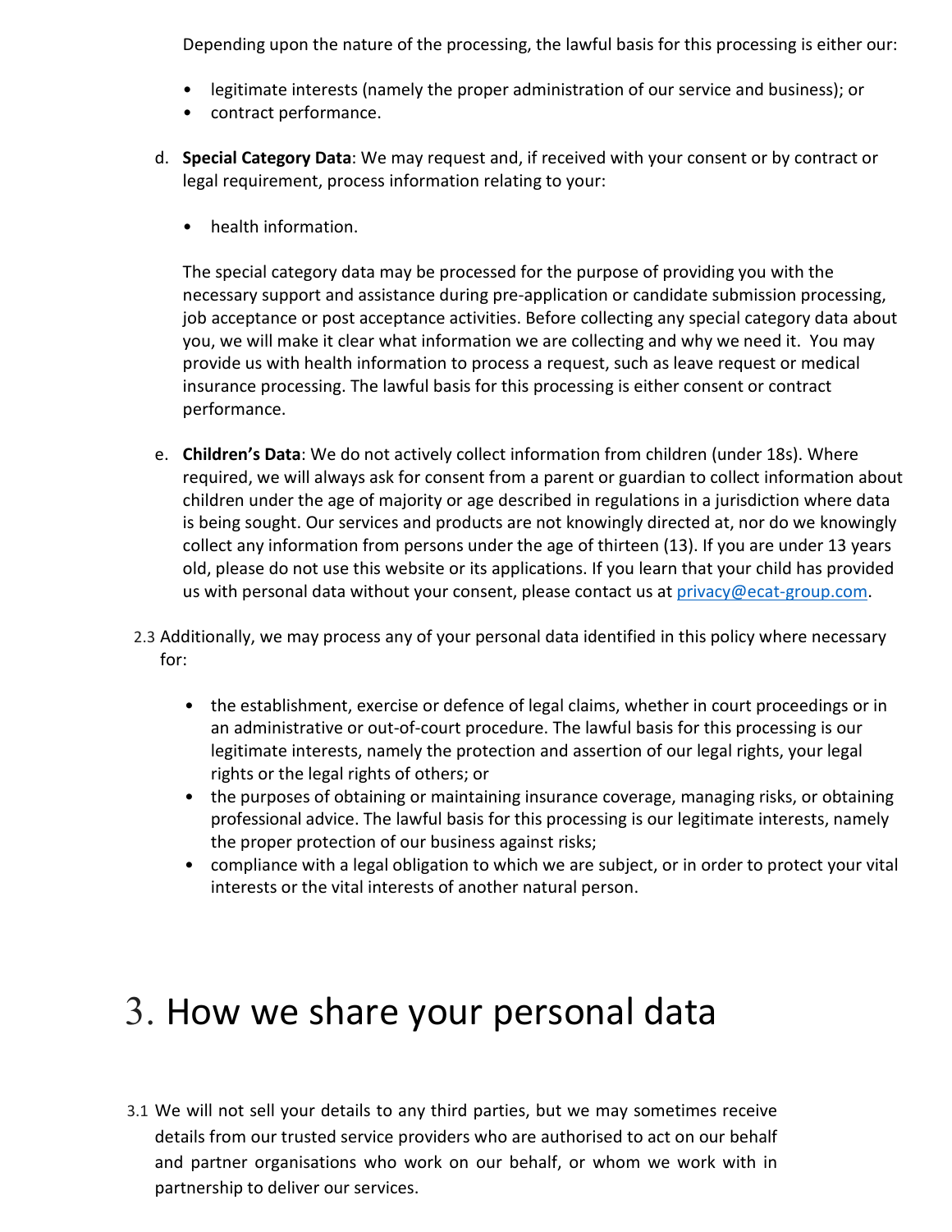Depending upon the nature of the processing, the lawful basis for this processing is either our:

- legitimate interests (namely the proper administration of our service and business); or
- contract performance.

d. **Special Category Data**: We may request and, if received with your consent or by contract or legal requirement, process information relating to your:

   - health information.

   The special category data may be processed for the purpose of providing you with the necessary support and assistance during pre-application or candidate submission processing, job acceptance or post acceptance activities. Before collecting any special category data about you, we will make it clear what information we are collecting and why we need it. You may provide us with health information to process a request, such as leave request or medical insurance processing. The lawful basis for this processing is either consent or contract performance.

e. **Children's Data**: We do not actively collect information from children (under 18s). Where required, we will always ask for consent from a parent or guardian to collect information about children under the age of majority or age described in regulations in a jurisdiction where data is being sought. Our services and products are not knowingly directed at, nor do we knowingly collect any information from persons under the age of thirteen (13). If you are under 13 years old, please do not use this website or its applications. If you learn that your child has provided us with personal data without your consent, please contact us at privacy@ecat-group.com.

2.3 Additionally, we may process any of your personal data identified in this policy where necessary for:

- the establishment, exercise or defence of legal claims, whether in court proceedings or in an administrative or out-of-court procedure. The lawful basis for this processing is our legitimate interests, namely the protection and assertion of our legal rights, your legal rights or the legal rights of others; or
- the purposes of obtaining or maintaining insurance coverage, managing risks, or obtaining professional advice. The lawful basis for this processing is our legitimate interests, namely the proper protection of our business against risks;
- compliance with a legal obligation to which we are subject, or in order to protect your vital interests or the vital interests of another natural person.

# 3. How we share your personal data

3.1 We will not sell your details to any third parties, but we may sometimes receive details from our trusted service providers who are authorised to act on our behalf and partner organisations who work on our behalf, or whom we work with in partnership to deliver our services.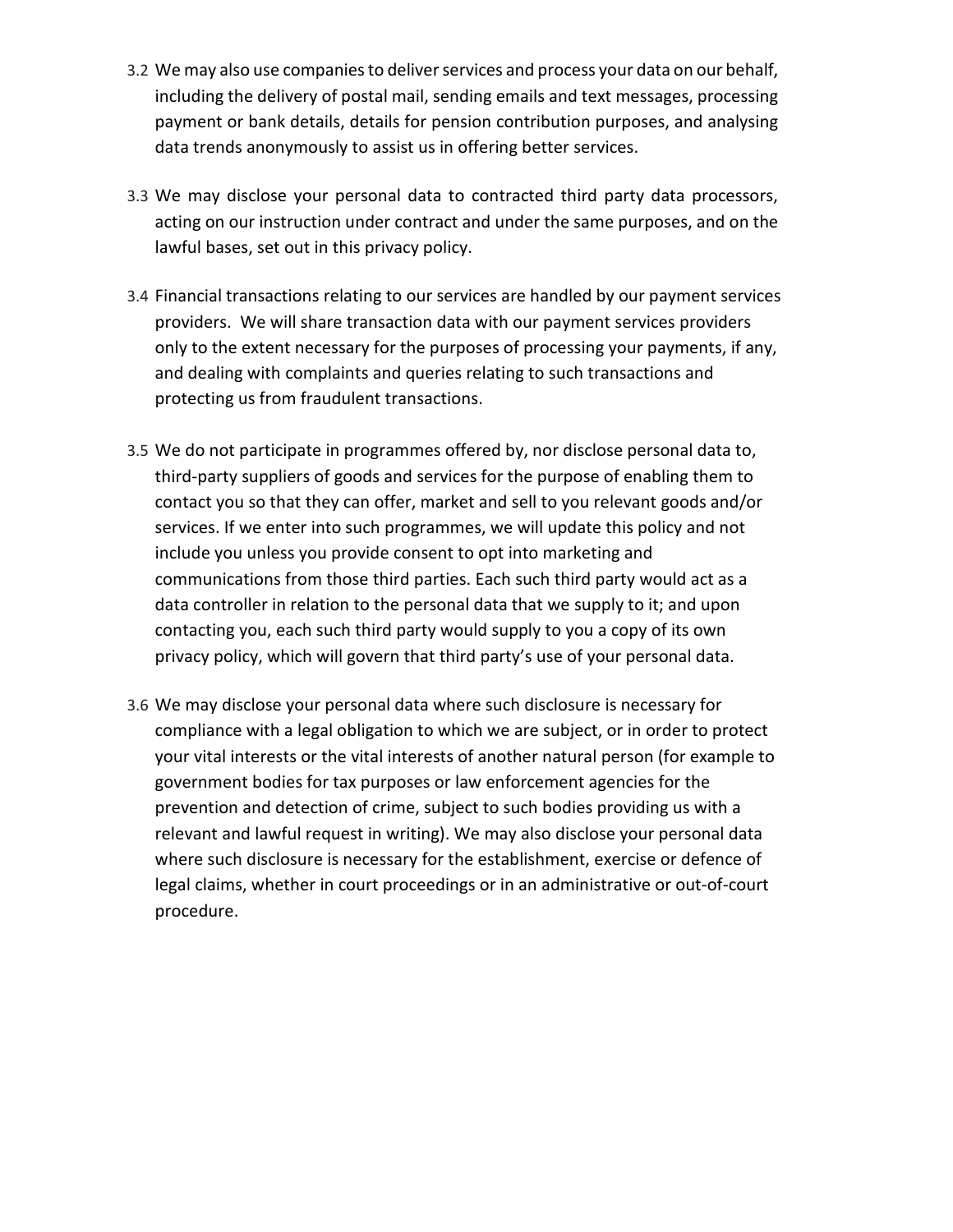3.2 We may also use companies to deliver services and process your data on our behalf, including the delivery of postal mail, sending emails and text messages, processing payment or bank details, details for pension contribution purposes, and analysing data trends anonymously to assist us in offering better services.

3.3 We may disclose your personal data to contracted third party data processors, acting on our instruction under contract and under the same purposes, and on the lawful bases, set out in this privacy policy.

3.4 Financial transactions relating to our services are handled by our payment services providers. We will share transaction data with our payment services providers only to the extent necessary for the purposes of processing your payments, if any, and dealing with complaints and queries relating to such transactions and protecting us from fraudulent transactions.

3.5 We do not participate in programmes offered by, nor disclose personal data to, third-party suppliers of goods and services for the purpose of enabling them to contact you so that they can offer, market and sell to you relevant goods and/or services. If we enter into such programmes, we will update this policy and not include you unless you provide consent to opt into marketing and communications from those third parties. Each such third party would act as a data controller in relation to the personal data that we supply to it; and upon contacting you, each such third party would supply to you a copy of its own privacy policy, which will govern that third party's use of your personal data.

3.6 We may disclose your personal data where such disclosure is necessary for compliance with a legal obligation to which we are subject, or in order to protect your vital interests or the vital interests of another natural person (for example to government bodies for tax purposes or law enforcement agencies for the prevention and detection of crime, subject to such bodies providing us with a relevant and lawful request in writing). We may also disclose your personal data where such disclosure is necessary for the establishment, exercise or defence of legal claims, whether in court proceedings or in an administrative or out-of-court procedure.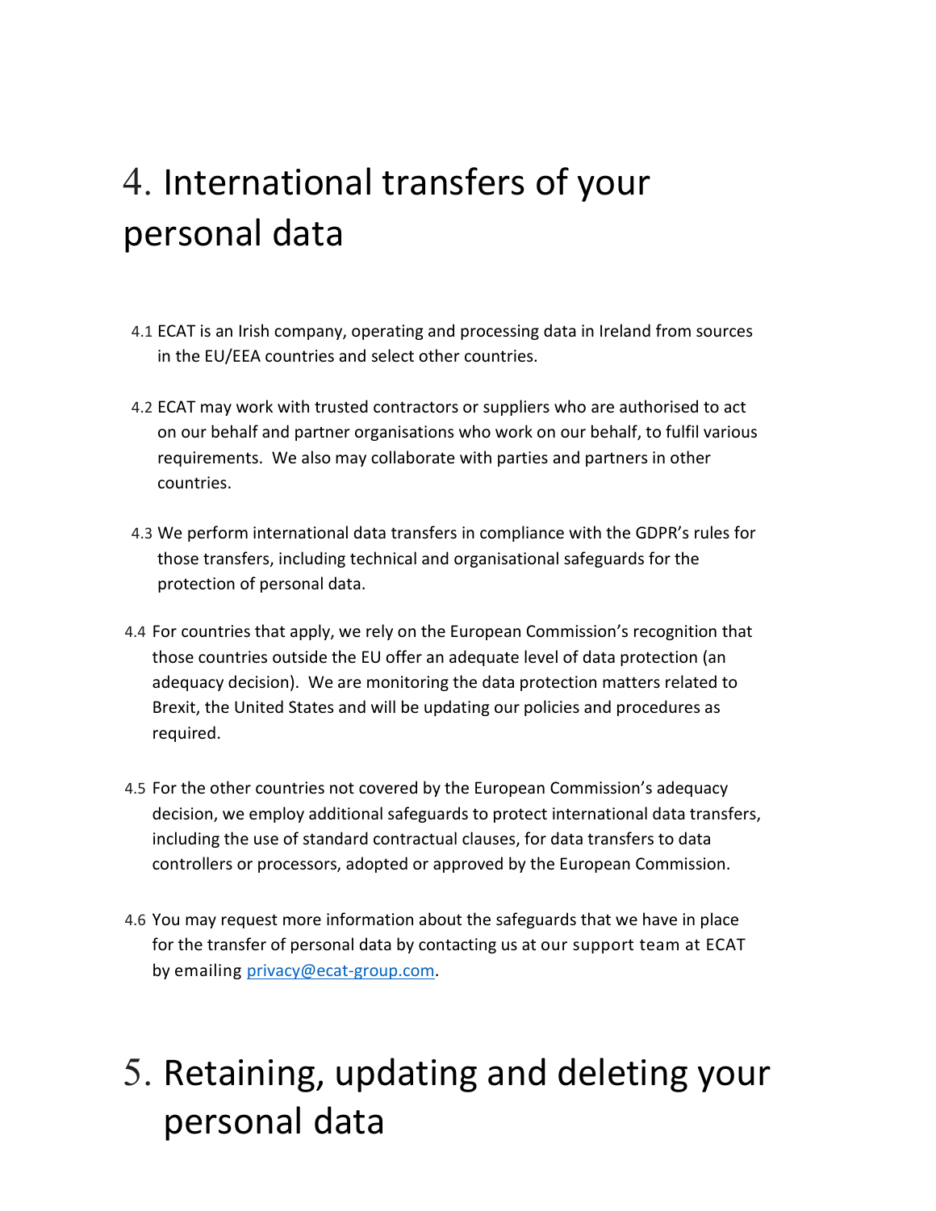# 4. International transfers of your personal data

4.1 ECAT is an Irish company, operating and processing data in Ireland from sources in the EU/EEA countries and select other countries.

4.2 ECAT may work with trusted contractors or suppliers who are authorised to act on our behalf and partner organisations who work on our behalf, to fulfil various requirements. We also may collaborate with parties and partners in other countries.

4.3 We perform international data transfers in compliance with the GDPR's rules for those transfers, including technical and organisational safeguards for the protection of personal data.

4.4 For countries that apply, we rely on the European Commission's recognition that those countries outside the EU offer an adequate level of data protection (an adequacy decision). We are monitoring the data protection matters related to Brexit, the United States and will be updating our policies and procedures as required.

4.5 For the other countries not covered by the European Commission's adequacy decision, we employ additional safeguards to protect international data transfers, including the use of standard contractual clauses, for data transfers to data controllers or processors, adopted or approved by the European Commission.

4.6 You may request more information about the safeguards that we have in place for the transfer of personal data by contacting us at our support team at ECAT by emailing privacy@ecat-group.com.

# 5. Retaining, updating and deleting your personal data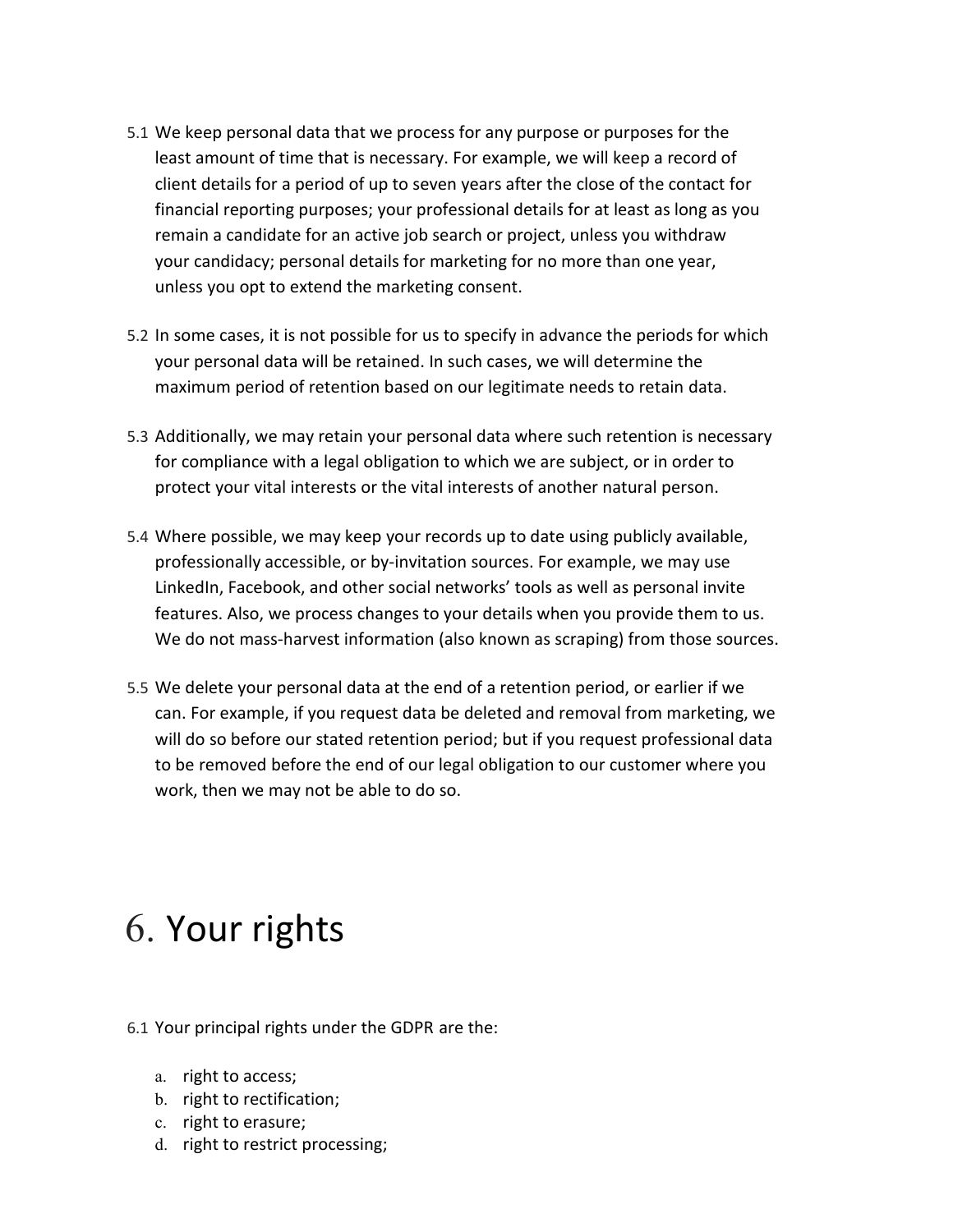5.1 We keep personal data that we process for any purpose or purposes for the least amount of time that is necessary. For example, we will keep a record of client details for a period of up to seven years after the close of the contact for financial reporting purposes; your professional details for at least as long as you remain a candidate for an active job search or project, unless you withdraw your candidacy; personal details for marketing for no more than one year, unless you opt to extend the marketing consent.

5.2 In some cases, it is not possible for us to specify in advance the periods for which your personal data will be retained. In such cases, we will determine the maximum period of retention based on our legitimate needs to retain data.

5.3 Additionally, we may retain your personal data where such retention is necessary for compliance with a legal obligation to which we are subject, or in order to protect your vital interests or the vital interests of another natural person.

5.4 Where possible, we may keep your records up to date using publicly available, professionally accessible, or by-invitation sources. For example, we may use LinkedIn, Facebook, and other social networks' tools as well as personal invite features. Also, we process changes to your details when you provide them to us. We do not mass-harvest information (also known as scraping) from those sources.

5.5 We delete your personal data at the end of a retention period, or earlier if we can. For example, if you request data be deleted and removal from marketing, we will do so before our stated retention period; but if you request professional data to be removed before the end of our legal obligation to our customer where you work, then we may not be able to do so.

# 6. Your rights

6.1 Your principal rights under the GDPR are the:

a. right to access;
b. right to rectification;
c. right to erasure;
d. right to restrict processing;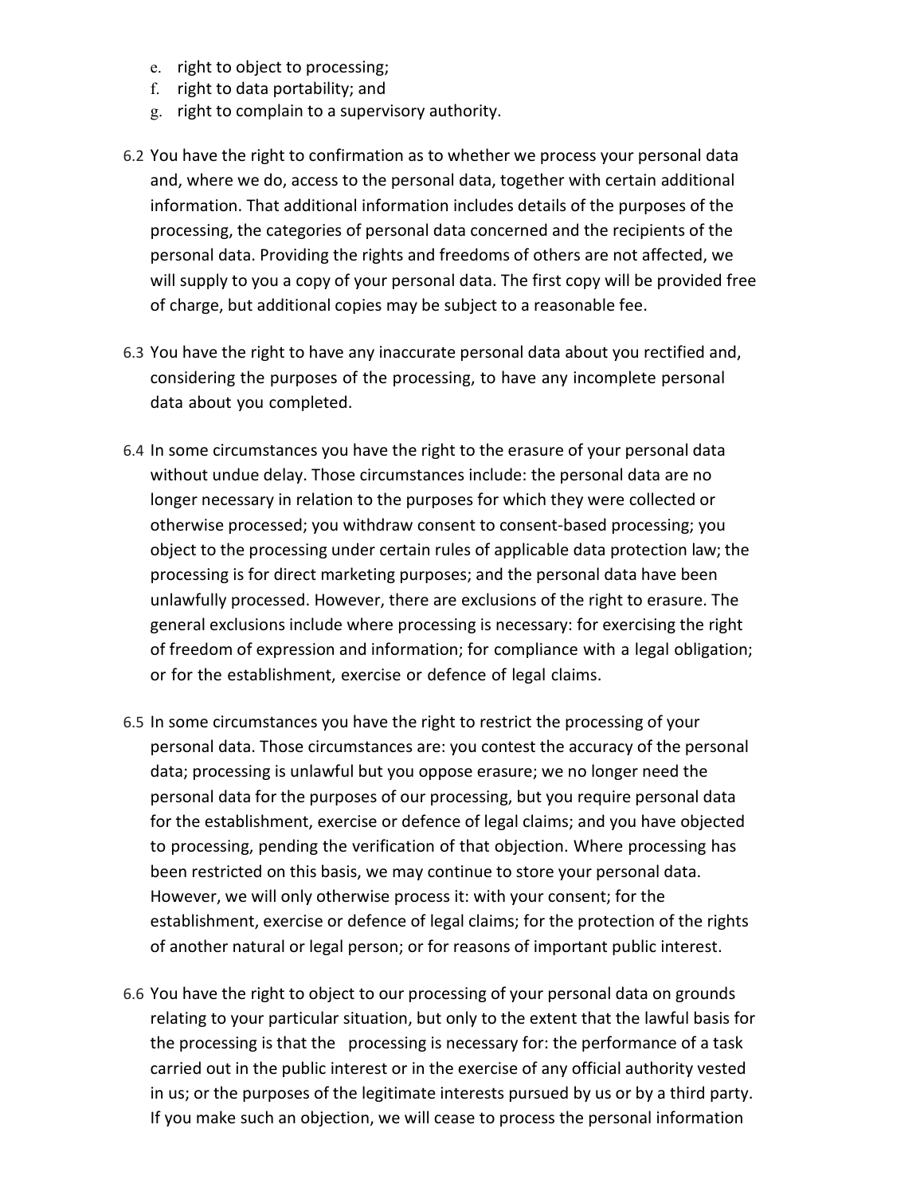e. right to object to processing;
f. right to data portability; and
g. right to complain to a supervisory authority.

6.2 You have the right to confirmation as to whether we process your personal data and, where we do, access to the personal data, together with certain additional information. That additional information includes details of the purposes of the processing, the categories of personal data concerned and the recipients of the personal data. Providing the rights and freedoms of others are not affected, we will supply to you a copy of your personal data. The first copy will be provided free of charge, but additional copies may be subject to a reasonable fee.

6.3 You have the right to have any inaccurate personal data about you rectified and, considering the purposes of the processing, to have any incomplete personal data about you completed.

6.4 In some circumstances you have the right to the erasure of your personal data without undue delay. Those circumstances include: the personal data are no longer necessary in relation to the purposes for which they were collected or otherwise processed; you withdraw consent to consent-based processing; you object to the processing under certain rules of applicable data protection law; the processing is for direct marketing purposes; and the personal data have been unlawfully processed. However, there are exclusions of the right to erasure. The general exclusions include where processing is necessary: for exercising the right of freedom of expression and information; for compliance with a legal obligation; or for the establishment, exercise or defence of legal claims.

6.5 In some circumstances you have the right to restrict the processing of your personal data. Those circumstances are: you contest the accuracy of the personal data; processing is unlawful but you oppose erasure; we no longer need the personal data for the purposes of our processing, but you require personal data for the establishment, exercise or defence of legal claims; and you have objected to processing, pending the verification of that objection. Where processing has been restricted on this basis, we may continue to store your personal data. However, we will only otherwise process it: with your consent; for the establishment, exercise or defence of legal claims; for the protection of the rights of another natural or legal person; or for reasons of important public interest.

6.6 You have the right to object to our processing of your personal data on grounds relating to your particular situation, but only to the extent that the lawful basis for the processing is that the processing is necessary for: the performance of a task carried out in the public interest or in the exercise of any official authority vested in us; or the purposes of the legitimate interests pursued by us or by a third party. If you make such an objection, we will cease to process the personal information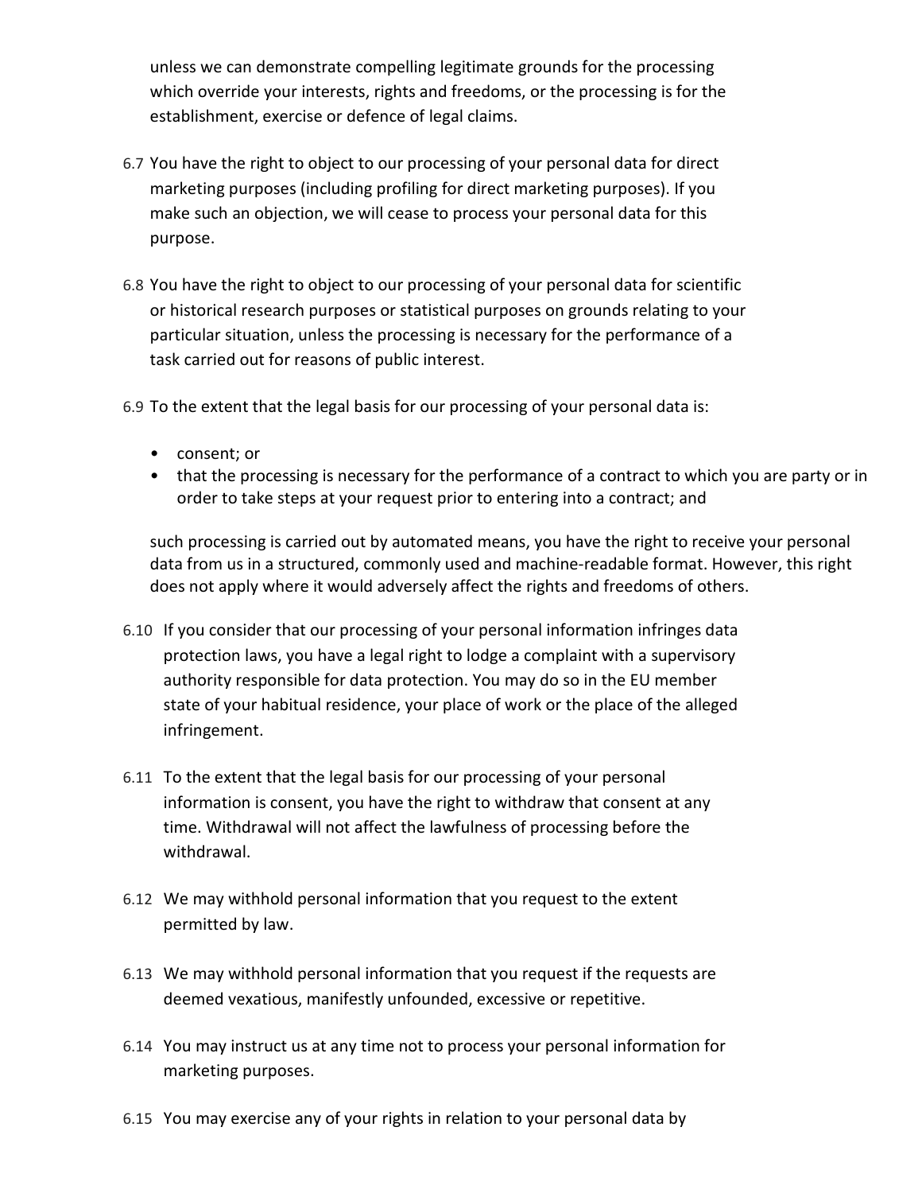unless we can demonstrate compelling legitimate grounds for the processing which override your interests, rights and freedoms, or the processing is for the establishment, exercise or defence of legal claims.

6.7 You have the right to object to our processing of your personal data for direct marketing purposes (including profiling for direct marketing purposes). If you make such an objection, we will cease to process your personal data for this purpose.

6.8 You have the right to object to our processing of your personal data for scientific or historical research purposes or statistical purposes on grounds relating to your particular situation, unless the processing is necessary for the performance of a task carried out for reasons of public interest.

6.9 To the extent that the legal basis for our processing of your personal data is:

- consent; or
- that the processing is necessary for the performance of a contract to which you are party or in order to take steps at your request prior to entering into a contract; and

such processing is carried out by automated means, you have the right to receive your personal data from us in a structured, commonly used and machine-readable format. However, this right does not apply where it would adversely affect the rights and freedoms of others.

6.10 If you consider that our processing of your personal information infringes data protection laws, you have a legal right to lodge a complaint with a supervisory authority responsible for data protection. You may do so in the EU member state of your habitual residence, your place of work or the place of the alleged infringement.

6.11 To the extent that the legal basis for our processing of your personal information is consent, you have the right to withdraw that consent at any time. Withdrawal will not affect the lawfulness of processing before the withdrawal.

6.12 We may withhold personal information that you request to the extent permitted by law.

6.13 We may withhold personal information that you request if the requests are deemed vexatious, manifestly unfounded, excessive or repetitive.

6.14 You may instruct us at any time not to process your personal information for marketing purposes.

6.15 You may exercise any of your rights in relation to your personal data by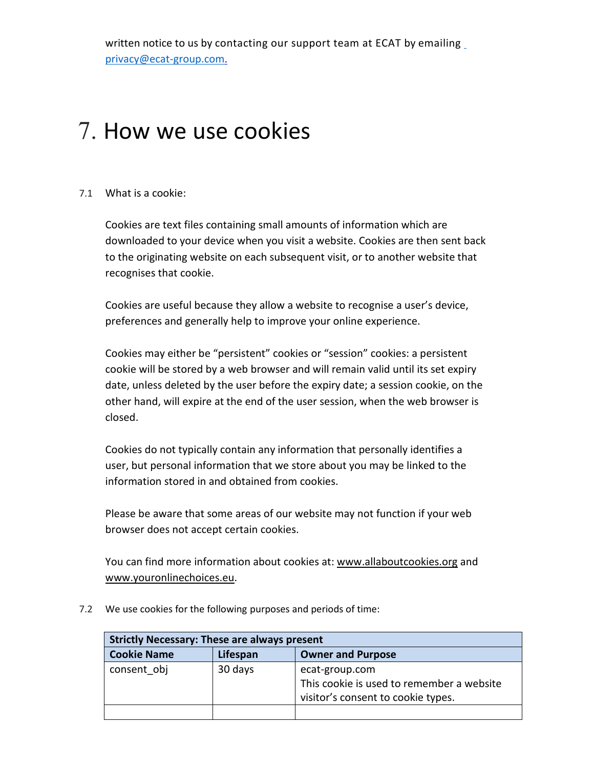written notice to us by contacting our support team at ECAT by emailing privacy@ecat-group.com.

# 7. How we use cookies

7.1 What is a cookie:

Cookies are text files containing small amounts of information which are downloaded to your device when you visit a website. Cookies are then sent back to the originating website on each subsequent visit, or to another website that recognises that cookie.

Cookies are useful because they allow a website to recognise a user's device, preferences and generally help to improve your online experience.

Cookies may either be "persistent" cookies or "session" cookies: a persistent cookie will be stored by a web browser and will remain valid until its set expiry date, unless deleted by the user before the expiry date; a session cookie, on the other hand, will expire at the end of the user session, when the web browser is closed.

Cookies do not typically contain any information that personally identifies a user, but personal information that we store about you may be linked to the information stored in and obtained from cookies.

Please be aware that some areas of our website may not function if your web browser does not accept certain cookies.

You can find more information about cookies at: www.allaboutcookies.org and www.youronlinechoices.eu.

7.2 We use cookies for the following purposes and periods of time:

| **Strictly Necessary: These are always present** | | |
|---|---|---|
| **Cookie Name** | **Lifespan** | **Owner and Purpose** |
| consent_obj | 30 days | ecat-group.com<br>This cookie is used to remember a website visitor's consent to cookie types. |
| | | |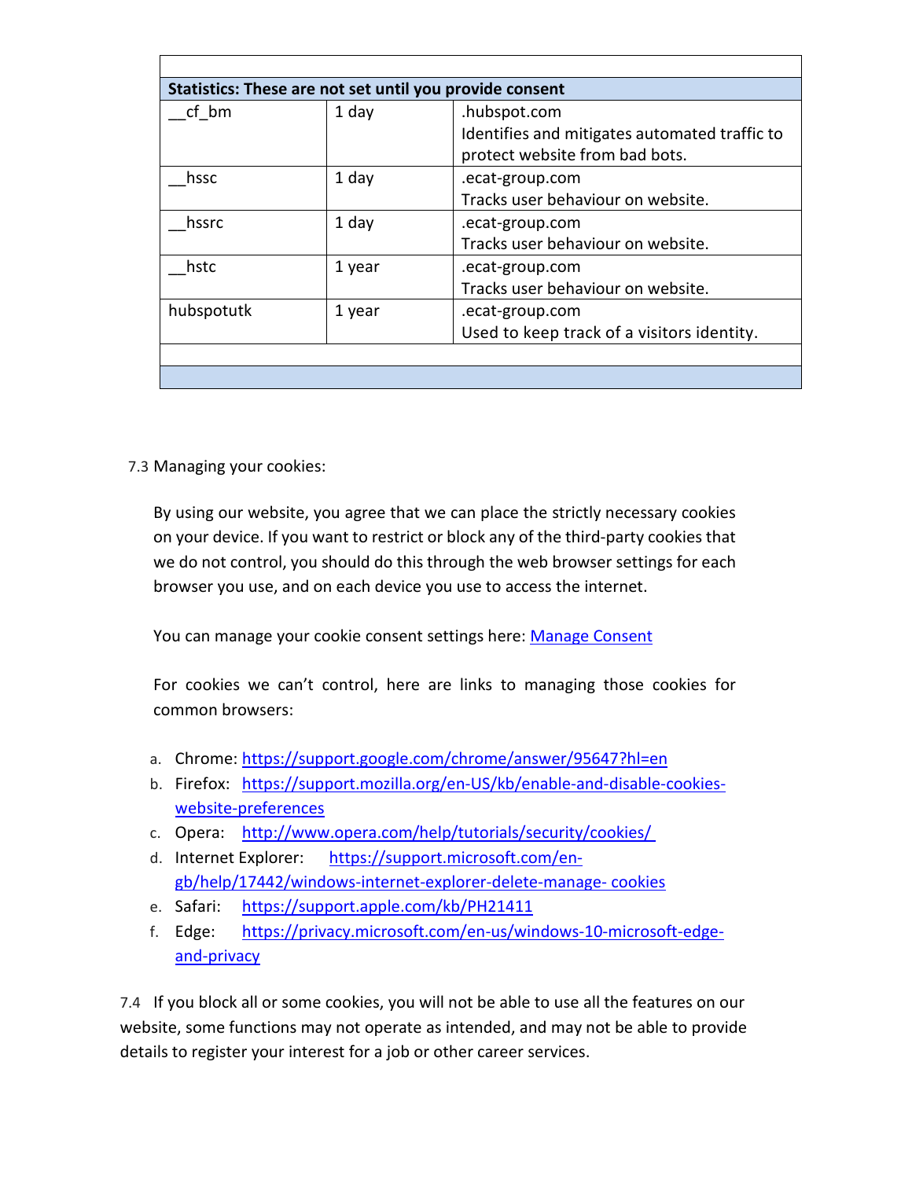| | | |
|---|---|---|
| **Statistics: These are not set until you provide consent** | | |
| __cf_bm | 1 day | .hubspot.com<br>Identifies and mitigates automated traffic to protect website from bad bots. |
| __hssc | 1 day | .ecat-group.com<br>Tracks user behaviour on website. |
| __hssrc | 1 day | .ecat-group.com<br>Tracks user behaviour on website. |
| __hstc | 1 year | .ecat-group.com<br>Tracks user behaviour on website. |
| hubspotutk | 1 year | .ecat-group.com<br>Used to keep track of a visitors identity. |
| | | |
| | | |

7.3 Managing your cookies:

By using our website, you agree that we can place the strictly necessary cookies on your device. If you want to restrict or block any of the third-party cookies that we do not control, you should do this through the web browser settings for each browser you use, and on each device you use to access the internet.

You can manage your cookie consent settings here: Manage Consent

For cookies we can't control, here are links to managing those cookies for common browsers:

a. Chrome: https://support.google.com/chrome/answer/95647?hl=en
b. Firefox: https://support.mozilla.org/en-US/kb/enable-and-disable-cookies-website-preferences
c. Opera: http://www.opera.com/help/tutorials/security/cookies/
d. Internet Explorer: https://support.microsoft.com/en-gb/help/17442/windows-internet-explorer-delete-manage- cookies
e. Safari: https://support.apple.com/kb/PH21411
f. Edge: https://privacy.microsoft.com/en-us/windows-10-microsoft-edge-and-privacy

7.4 If you block all or some cookies, you will not be able to use all the features on our website, some functions may not operate as intended, and may not be able to provide details to register your interest for a job or other career services.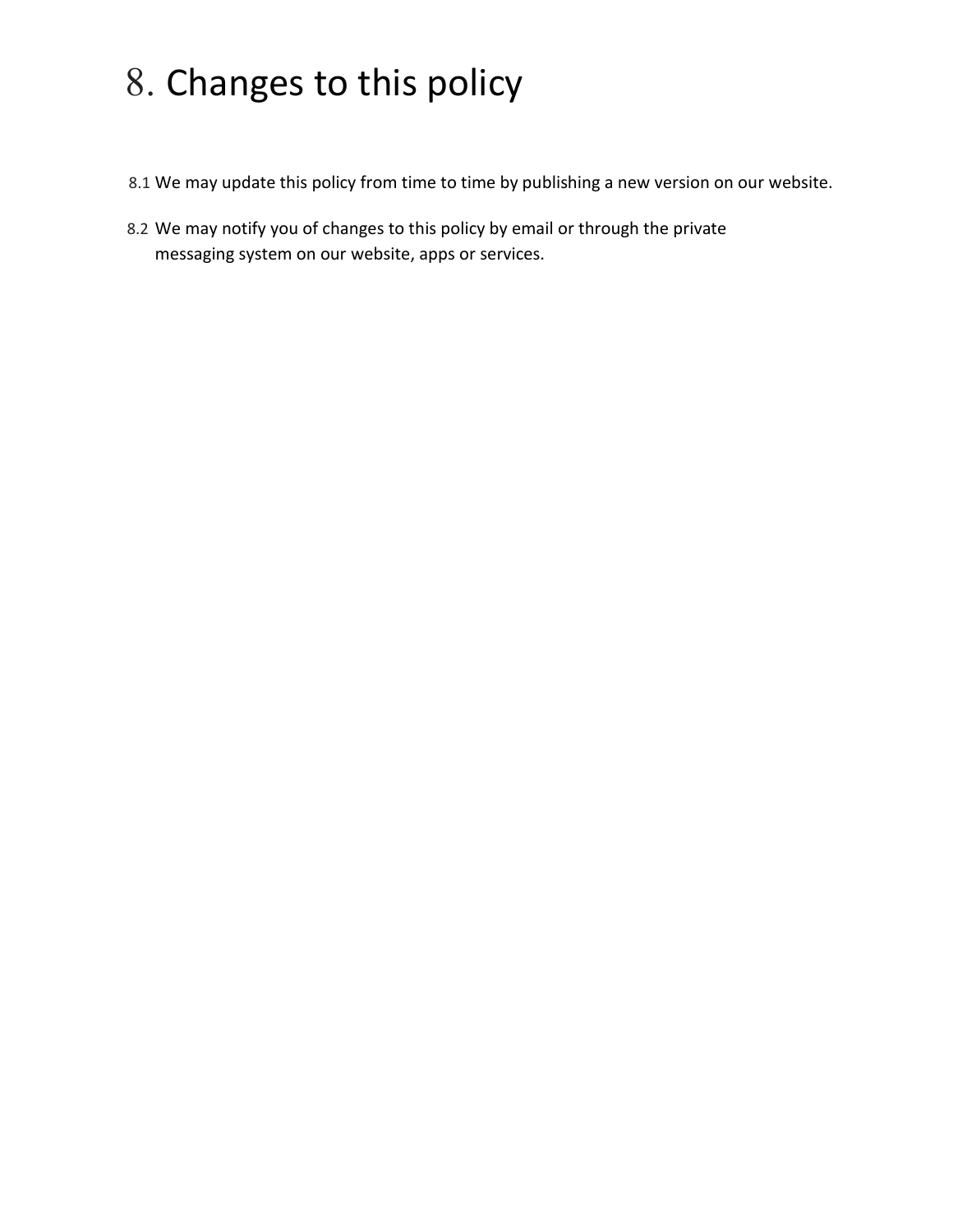# 8. Changes to this policy

8.1 We may update this policy from time to time by publishing a new version on our website.

8.2 We may notify you of changes to this policy by email or through the private messaging system on our website, apps or services.